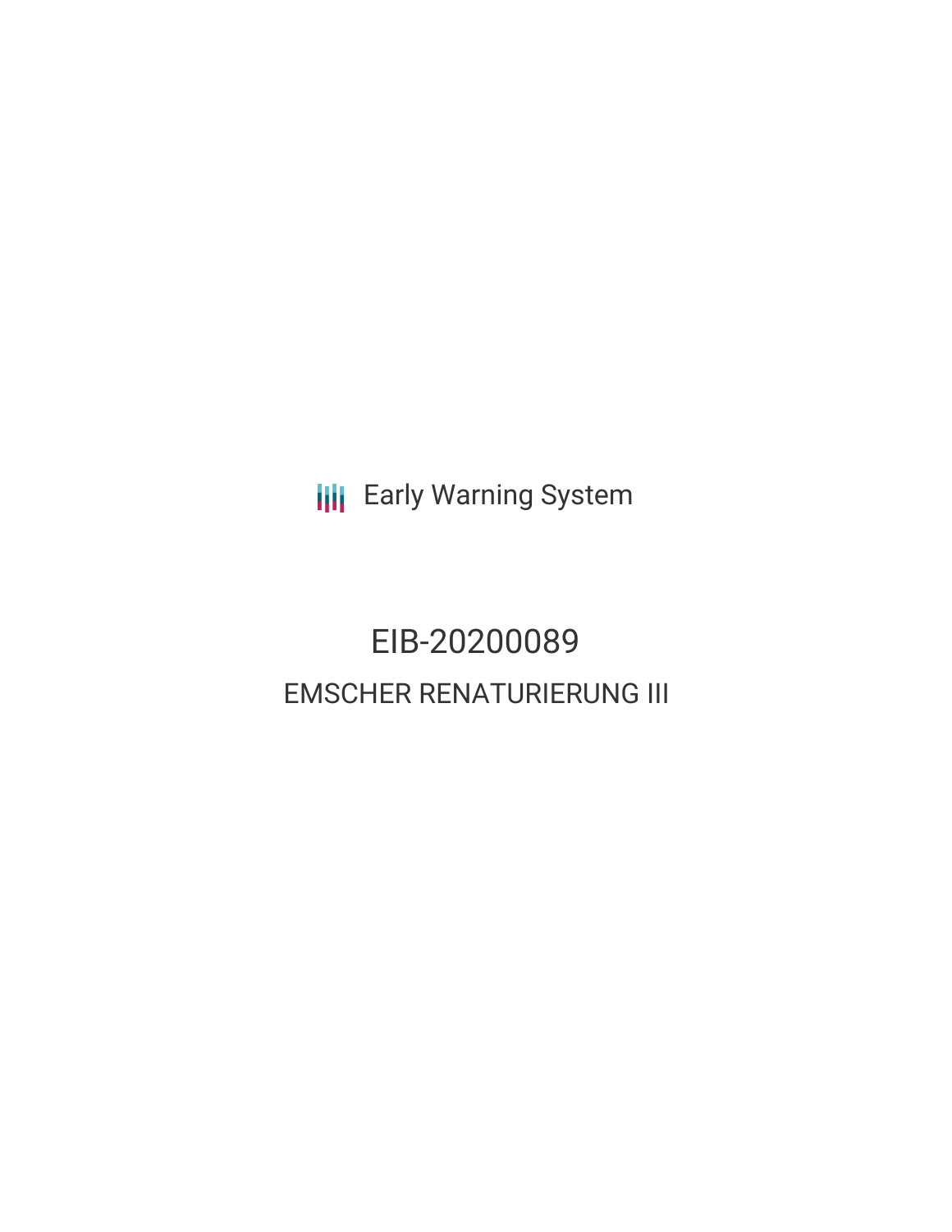Early Warning System

# EIB-20200089

## EMSCHER RENATURIERUNG III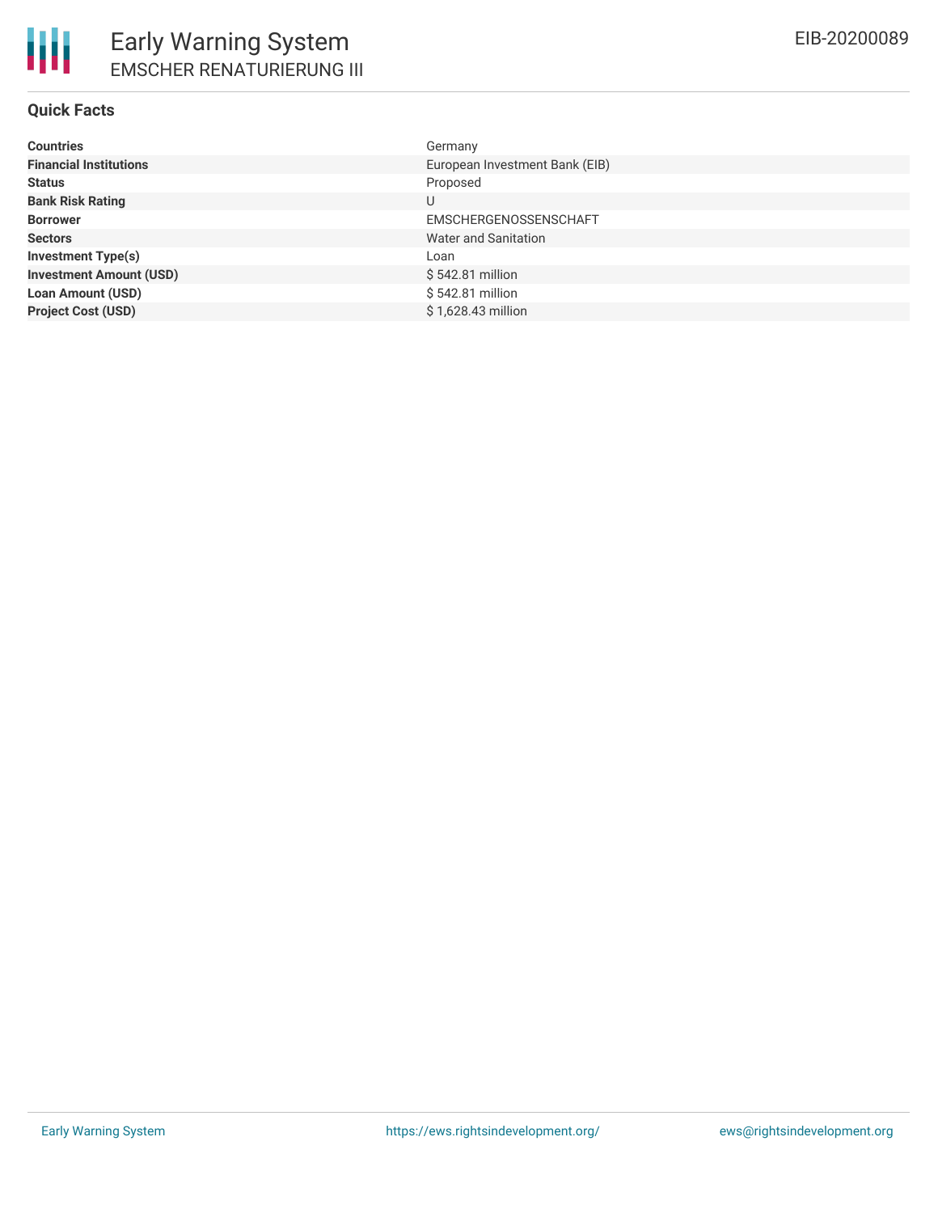## Quick Facts

| | |
|---|---|
| **Countries** | Germany |
| **Financial Institutions** | European Investment Bank (EIB) |
| **Status** | Proposed |
| **Bank Risk Rating** | U |
| **Borrower** | EMSCHERGENOSSENSCHAFT |
| **Sectors** | Water and Sanitation |
| **Investment Type(s)** | Loan |
| **Investment Amount (USD)** | $ 542.81 million |
| **Loan Amount (USD)** | $ 542.81 million |
| **Project Cost (USD)** | $ 1,628.43 million |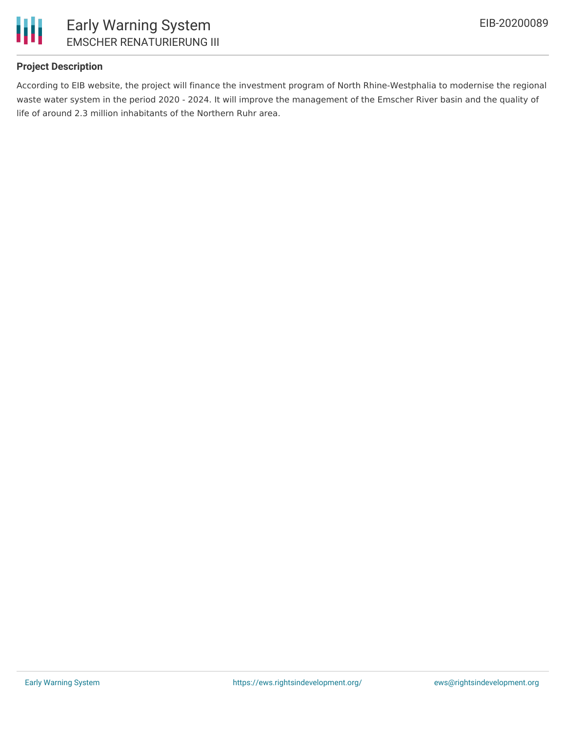**Project Description**

According to EIB website, the project will finance the investment program of North Rhine-Westphalia to modernise the regional waste water system in the period 2020 - 2024. It will improve the management of the Emscher River basin and the quality of life of around 2.3 million inhabitants of the Northern Ruhr area.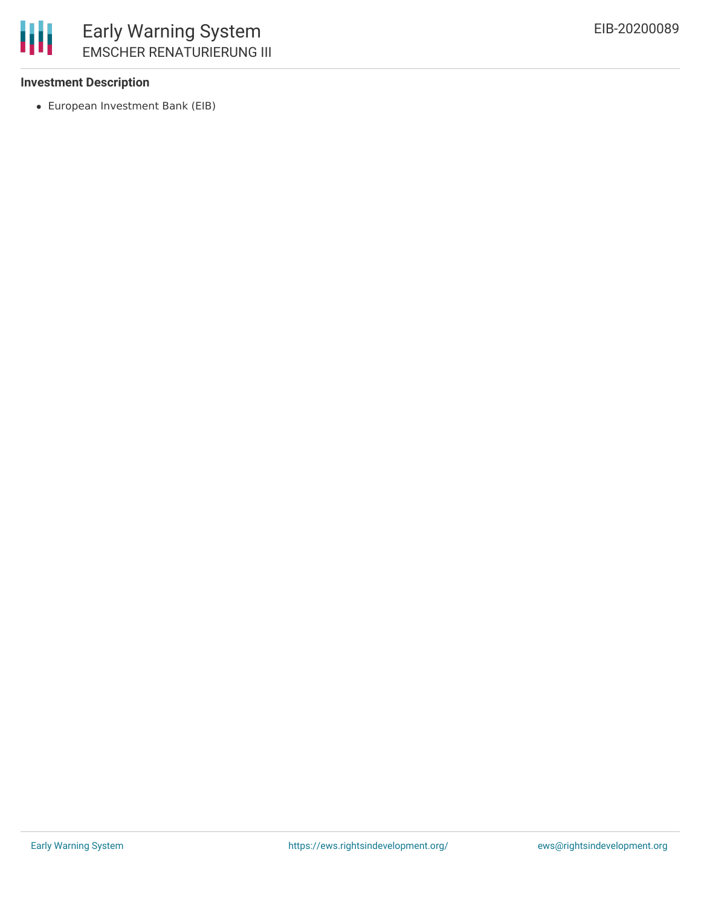**Investment Description**

- European Investment Bank (EIB)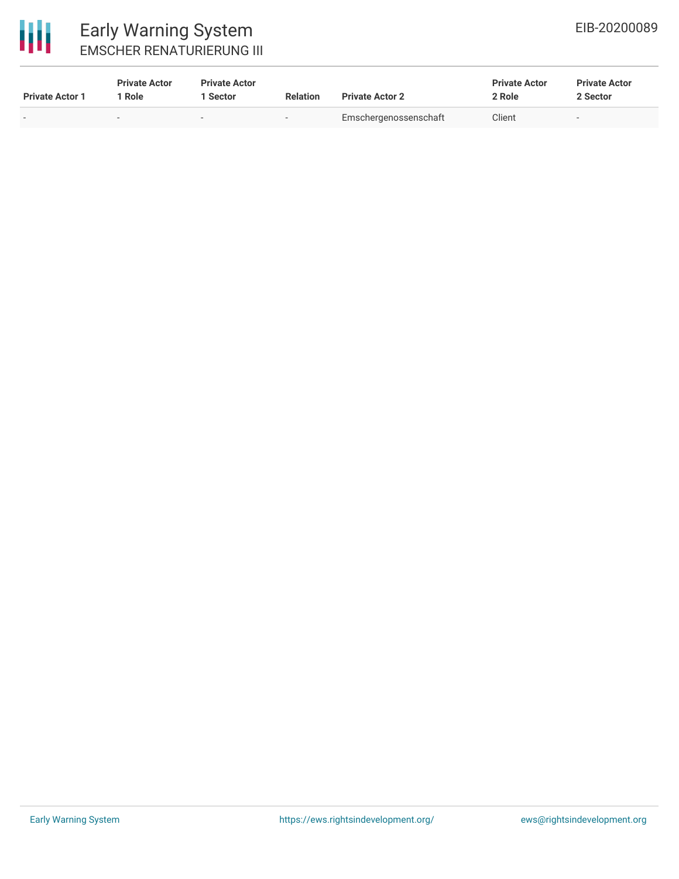| Private Actor 1 | Private Actor 1 Role | Private Actor 1 Sector | Relation | Private Actor 2 | Private Actor 2 Role | Private Actor 2 Sector |
|---|---|---|---|---|---|---|
| - | - | - | - | Emschergenossenschaft | Client | - |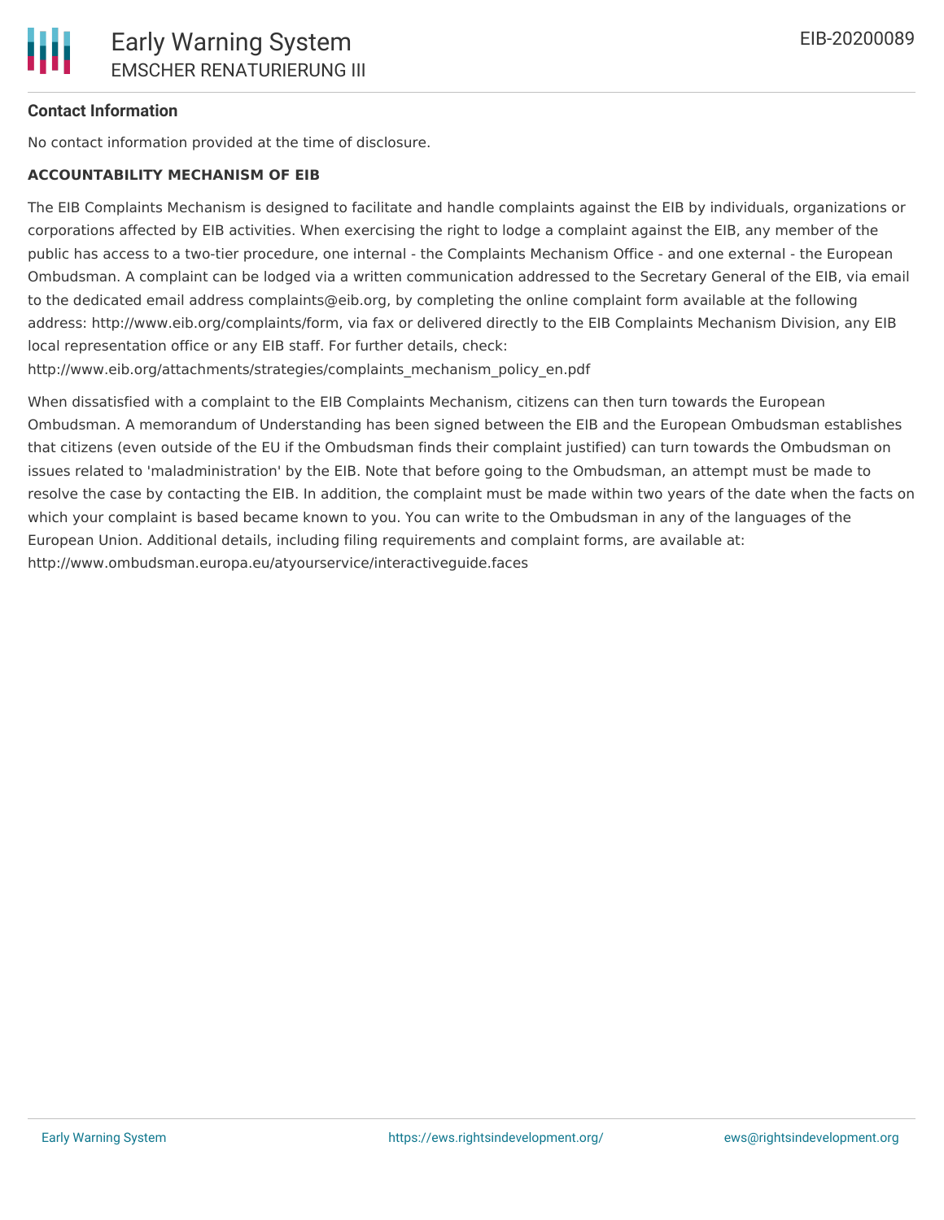#### Contact Information

No contact information provided at the time of disclosure.

**ACCOUNTABILITY MECHANISM OF EIB**

The EIB Complaints Mechanism is designed to facilitate and handle complaints against the EIB by individuals, organizations or corporations affected by EIB activities. When exercising the right to lodge a complaint against the EIB, any member of the public has access to a two-tier procedure, one internal - the Complaints Mechanism Office - and one external - the European Ombudsman. A complaint can be lodged via a written communication addressed to the Secretary General of the EIB, via email to the dedicated email address complaints@eib.org, by completing the online complaint form available at the following address: http://www.eib.org/complaints/form, via fax or delivered directly to the EIB Complaints Mechanism Division, any EIB local representation office or any EIB staff. For further details, check: http://www.eib.org/attachments/strategies/complaints_mechanism_policy_en.pdf

When dissatisfied with a complaint to the EIB Complaints Mechanism, citizens can then turn towards the European Ombudsman. A memorandum of Understanding has been signed between the EIB and the European Ombudsman establishes that citizens (even outside of the EU if the Ombudsman finds their complaint justified) can turn towards the Ombudsman on issues related to 'maladministration' by the EIB. Note that before going to the Ombudsman, an attempt must be made to resolve the case by contacting the EIB. In addition, the complaint must be made within two years of the date when the facts on which your complaint is based became known to you. You can write to the Ombudsman in any of the languages of the European Union. Additional details, including filing requirements and complaint forms, are available at: http://www.ombudsman.europa.eu/atyourservice/interactiveguide.faces